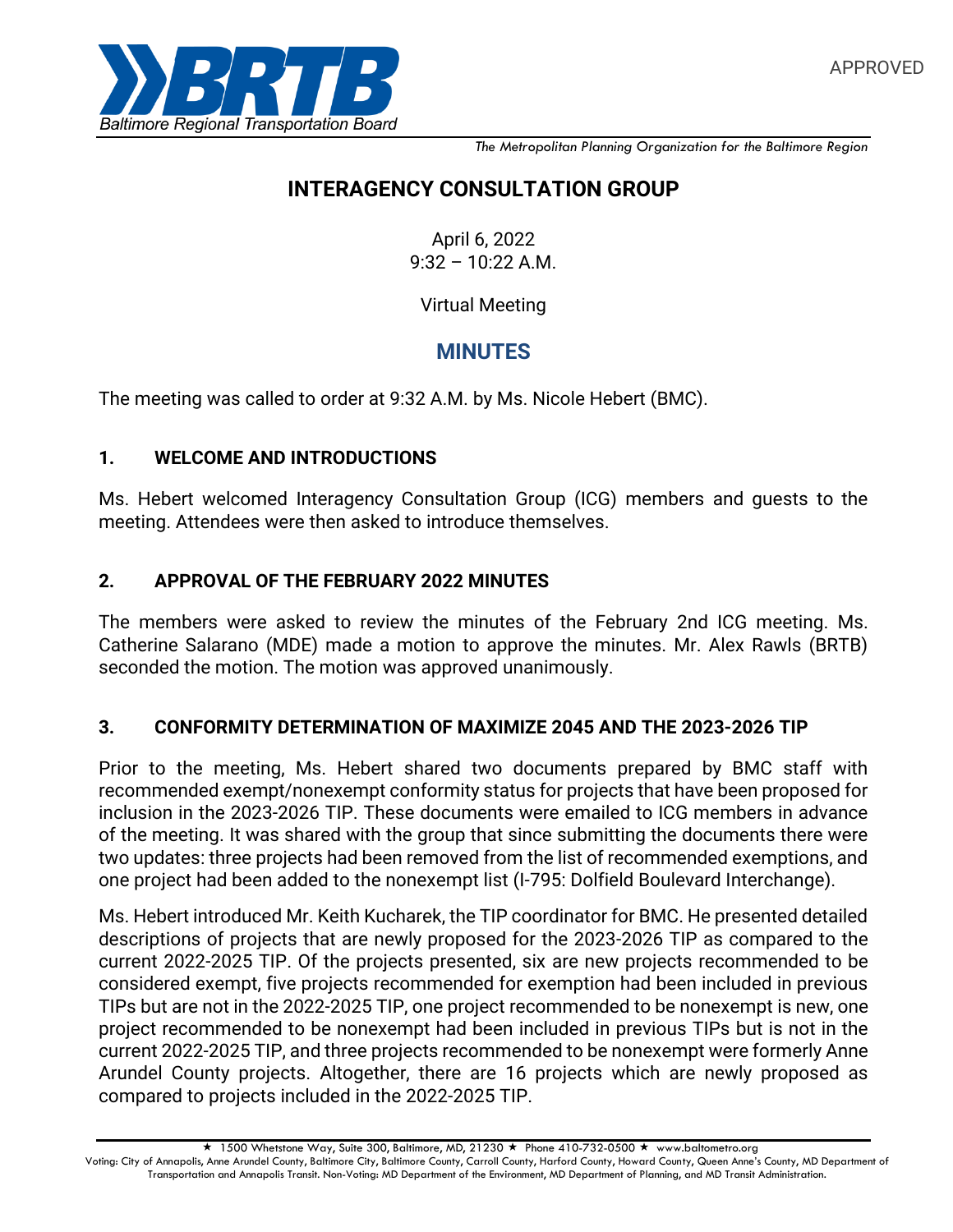APPROVED

**BRTB**
*Baltimore Regional Transportation Board*

*The Metropolitan Planning Organization for the Baltimore Region*

# INTERAGENCY CONSULTATION GROUP

April 6, 2022
9:32 – 10:22 A.M.

Virtual Meeting

## MINUTES

The meeting was called to order at 9:32 A.M. by Ms. Nicole Hebert (BMC).

### 1. WELCOME AND INTRODUCTIONS

Ms. Hebert welcomed Interagency Consultation Group (ICG) members and guests to the meeting. Attendees were then asked to introduce themselves.

### 2. APPROVAL OF THE FEBRUARY 2022 MINUTES

The members were asked to review the minutes of the February 2nd ICG meeting. Ms. Catherine Salarano (MDE) made a motion to approve the minutes. Mr. Alex Rawls (BRTB) seconded the motion. The motion was approved unanimously.

### 3. CONFORMITY DETERMINATION OF MAXIMIZE 2045 AND THE 2023-2026 TIP

Prior to the meeting, Ms. Hebert shared two documents prepared by BMC staff with recommended exempt/nonexempt conformity status for projects that have been proposed for inclusion in the 2023-2026 TIP. These documents were emailed to ICG members in advance of the meeting. It was shared with the group that since submitting the documents there were two updates: three projects had been removed from the list of recommended exemptions, and one project had been added to the nonexempt list (I-795: Dolfield Boulevard Interchange).

Ms. Hebert introduced Mr. Keith Kucharek, the TIP coordinator for BMC. He presented detailed descriptions of projects that are newly proposed for the 2023-2026 TIP as compared to the current 2022-2025 TIP. Of the projects presented, six are new projects recommended to be considered exempt, five projects recommended for exemption had been included in previous TIPs but are not in the 2022-2025 TIP, one project recommended to be nonexempt is new, one project recommended to be nonexempt had been included in previous TIPs but is not in the current 2022-2025 TIP, and three projects recommended to be nonexempt were formerly Anne Arundel County projects. Altogether, there are 16 projects which are newly proposed as compared to projects included in the 2022-2025 TIP.

★ 1500 Whetstone Way, Suite 300, Baltimore, MD, 21230 ★ Phone 410-732-0500 ★ www.baltometro.org
Voting: City of Annapolis, Anne Arundel County, Baltimore City, Baltimore County, Carroll County, Harford County, Howard County, Queen Anne's County, MD Department of Transportation and Annapolis Transit. Non-Voting: MD Department of the Environment, MD Department of Planning, and MD Transit Administration.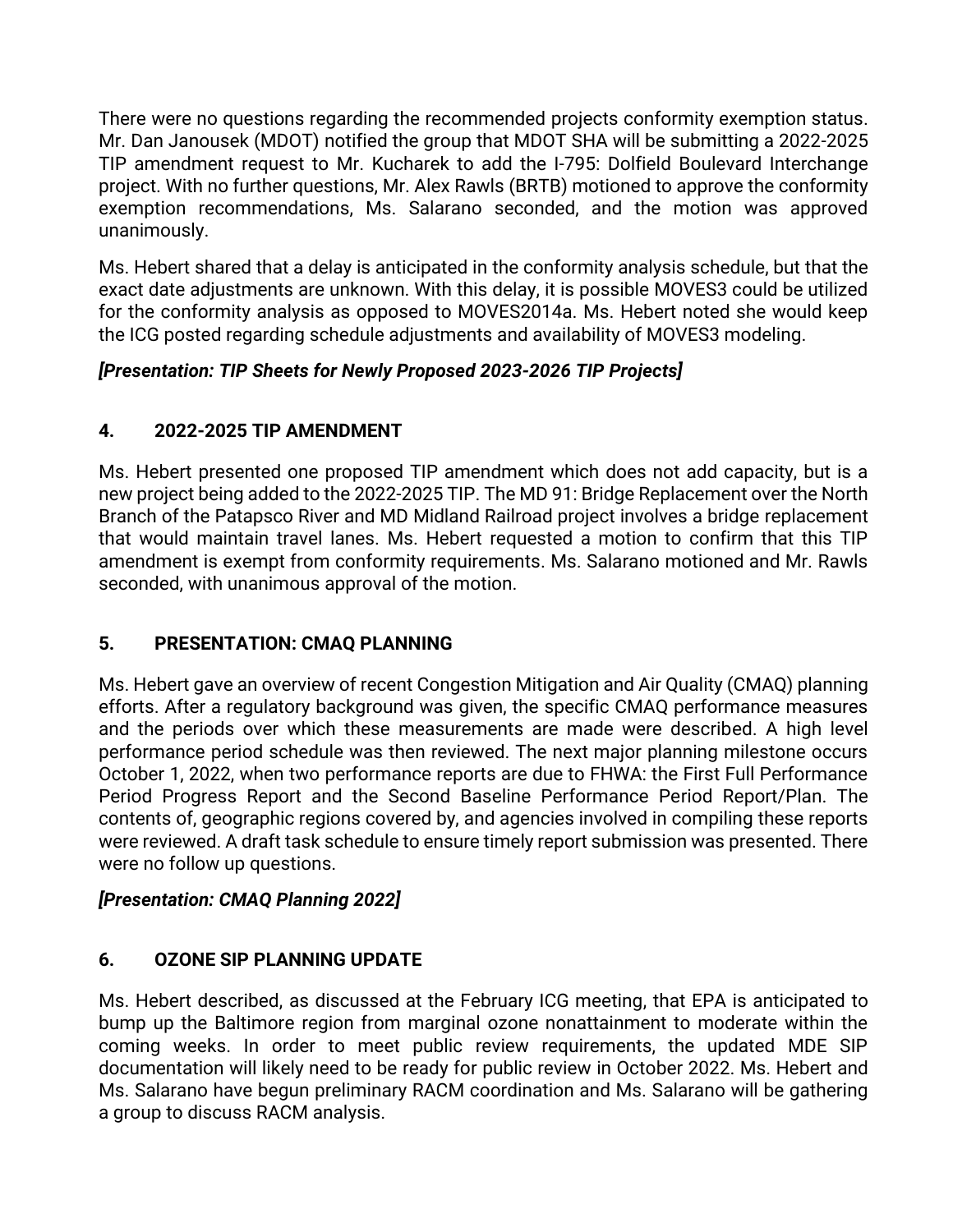There were no questions regarding the recommended projects conformity exemption status. Mr. Dan Janousek (MDOT) notified the group that MDOT SHA will be submitting a 2022-2025 TIP amendment request to Mr. Kucharek to add the I-795: Dolfield Boulevard Interchange project. With no further questions, Mr. Alex Rawls (BRTB) motioned to approve the conformity exemption recommendations, Ms. Salarano seconded, and the motion was approved unanimously.

Ms. Hebert shared that a delay is anticipated in the conformity analysis schedule, but that the exact date adjustments are unknown. With this delay, it is possible MOVES3 could be utilized for the conformity analysis as opposed to MOVES2014a. Ms. Hebert noted she would keep the ICG posted regarding schedule adjustments and availability of MOVES3 modeling.

***[Presentation: TIP Sheets for Newly Proposed 2023-2026 TIP Projects]***

## 4. 2022-2025 TIP AMENDMENT

Ms. Hebert presented one proposed TIP amendment which does not add capacity, but is a new project being added to the 2022-2025 TIP. The MD 91: Bridge Replacement over the North Branch of the Patapsco River and MD Midland Railroad project involves a bridge replacement that would maintain travel lanes. Ms. Hebert requested a motion to confirm that this TIP amendment is exempt from conformity requirements. Ms. Salarano motioned and Mr. Rawls seconded, with unanimous approval of the motion.

## 5. PRESENTATION: CMAQ PLANNING

Ms. Hebert gave an overview of recent Congestion Mitigation and Air Quality (CMAQ) planning efforts. After a regulatory background was given, the specific CMAQ performance measures and the periods over which these measurements are made were described. A high level performance period schedule was then reviewed. The next major planning milestone occurs October 1, 2022, when two performance reports are due to FHWA: the First Full Performance Period Progress Report and the Second Baseline Performance Period Report/Plan. The contents of, geographic regions covered by, and agencies involved in compiling these reports were reviewed. A draft task schedule to ensure timely report submission was presented. There were no follow up questions.

***[Presentation: CMAQ Planning 2022]***

## 6. OZONE SIP PLANNING UPDATE

Ms. Hebert described, as discussed at the February ICG meeting, that EPA is anticipated to bump up the Baltimore region from marginal ozone nonattainment to moderate within the coming weeks. In order to meet public review requirements, the updated MDE SIP documentation will likely need to be ready for public review in October 2022. Ms. Hebert and Ms. Salarano have begun preliminary RACM coordination and Ms. Salarano will be gathering a group to discuss RACM analysis.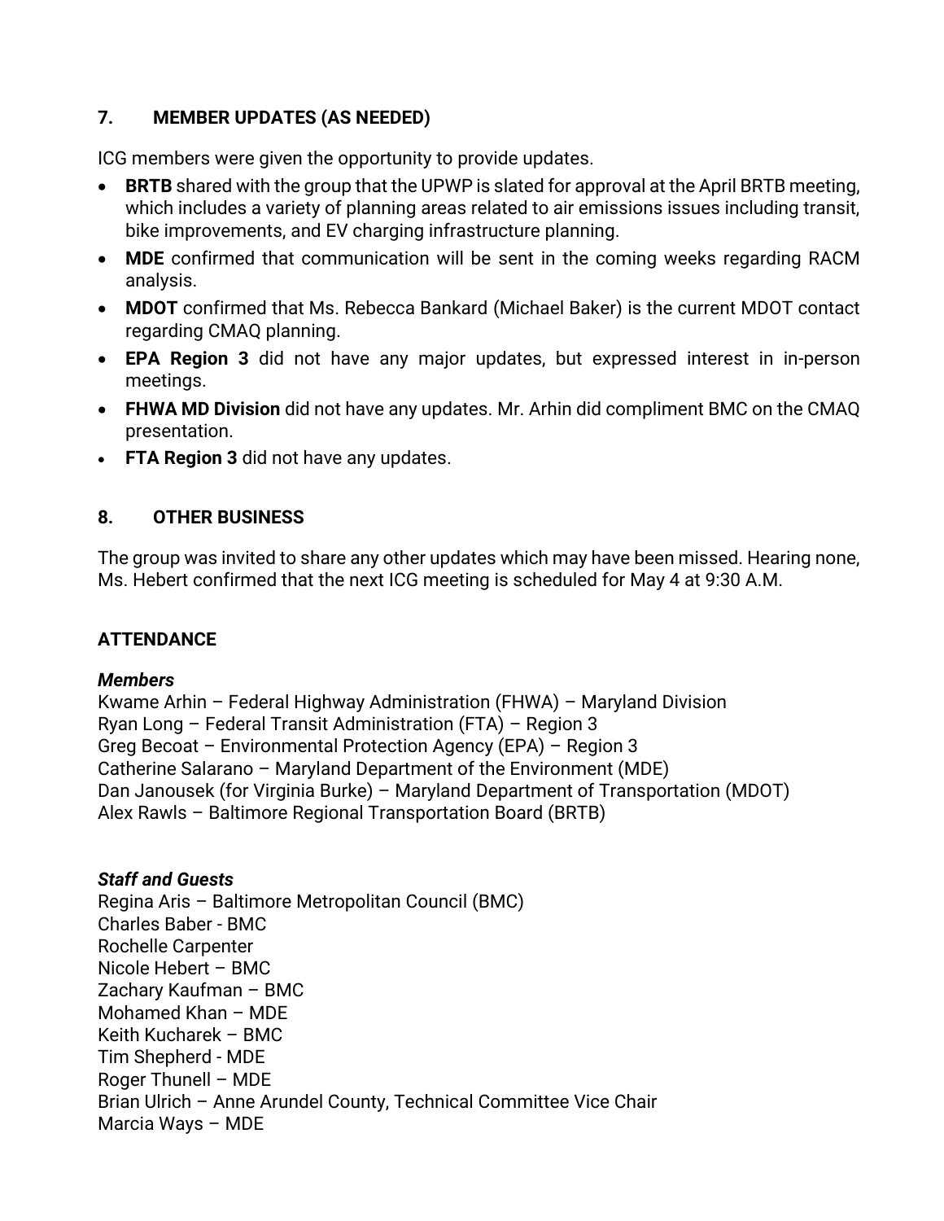## 7. MEMBER UPDATES (AS NEEDED)

ICG members were given the opportunity to provide updates.

- **BRTB** shared with the group that the UPWP is slated for approval at the April BRTB meeting, which includes a variety of planning areas related to air emissions issues including transit, bike improvements, and EV charging infrastructure planning.
- **MDE** confirmed that communication will be sent in the coming weeks regarding RACM analysis.
- **MDOT** confirmed that Ms. Rebecca Bankard (Michael Baker) is the current MDOT contact regarding CMAQ planning.
- **EPA Region 3** did not have any major updates, but expressed interest in in-person meetings.
- **FHWA MD Division** did not have any updates. Mr. Arhin did compliment BMC on the CMAQ presentation.
- **FTA Region 3** did not have any updates.

## 8. OTHER BUSINESS

The group was invited to share any other updates which may have been missed. Hearing none, Ms. Hebert confirmed that the next ICG meeting is scheduled for May 4 at 9:30 A.M.

## ATTENDANCE

***Members***

Kwame Arhin – Federal Highway Administration (FHWA) – Maryland Division
Ryan Long – Federal Transit Administration (FTA) – Region 3
Greg Becoat – Environmental Protection Agency (EPA) – Region 3
Catherine Salarano – Maryland Department of the Environment (MDE)
Dan Janousek (for Virginia Burke) – Maryland Department of Transportation (MDOT)
Alex Rawls – Baltimore Regional Transportation Board (BRTB)

***Staff and Guests***

Regina Aris – Baltimore Metropolitan Council (BMC)
Charles Baber - BMC
Rochelle Carpenter
Nicole Hebert – BMC
Zachary Kaufman – BMC
Mohamed Khan – MDE
Keith Kucharek – BMC
Tim Shepherd - MDE
Roger Thunell – MDE
Brian Ulrich – Anne Arundel County, Technical Committee Vice Chair
Marcia Ways – MDE